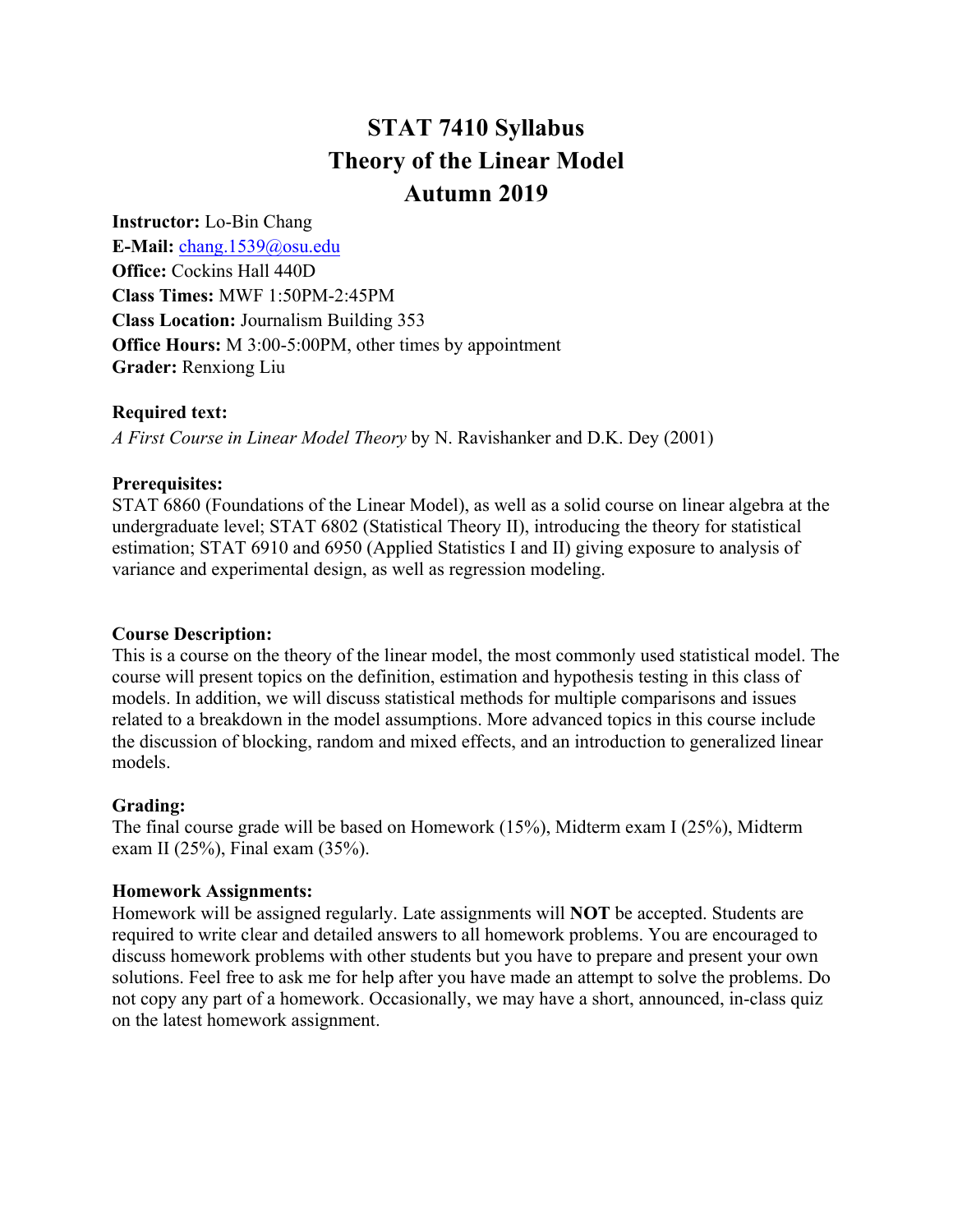# STAT 7410 Syllabus
# Theory of the Linear Model
# Autumn 2019

**Instructor:** Lo-Bin Chang
**E-Mail:** chang.1539@osu.edu
**Office:** Cockins Hall 440D
**Class Times:** MWF 1:50PM-2:45PM
**Class Location:** Journalism Building 353
**Office Hours:** M 3:00-5:00PM, other times by appointment
**Grader:** Renxiong Liu

**Required text:**
*A First Course in Linear Model Theory* by N. Ravishanker and D.K. Dey (2001)

**Prerequisites:**
STAT 6860 (Foundations of the Linear Model), as well as a solid course on linear algebra at the undergraduate level; STAT 6802 (Statistical Theory II), introducing the theory for statistical estimation; STAT 6910 and 6950 (Applied Statistics I and II) giving exposure to analysis of variance and experimental design, as well as regression modeling.

**Course Description:**
This is a course on the theory of the linear model, the most commonly used statistical model. The course will present topics on the definition, estimation and hypothesis testing in this class of models. In addition, we will discuss statistical methods for multiple comparisons and issues related to a breakdown in the model assumptions. More advanced topics in this course include the discussion of blocking, random and mixed effects, and an introduction to generalized linear models.

**Grading:**
The final course grade will be based on Homework (15%), Midterm exam I (25%), Midterm exam II (25%), Final exam (35%).

**Homework Assignments:**
Homework will be assigned regularly. Late assignments will **NOT** be accepted. Students are required to write clear and detailed answers to all homework problems. You are encouraged to discuss homework problems with other students but you have to prepare and present your own solutions. Feel free to ask me for help after you have made an attempt to solve the problems. Do not copy any part of a homework. Occasionally, we may have a short, announced, in-class quiz on the latest homework assignment.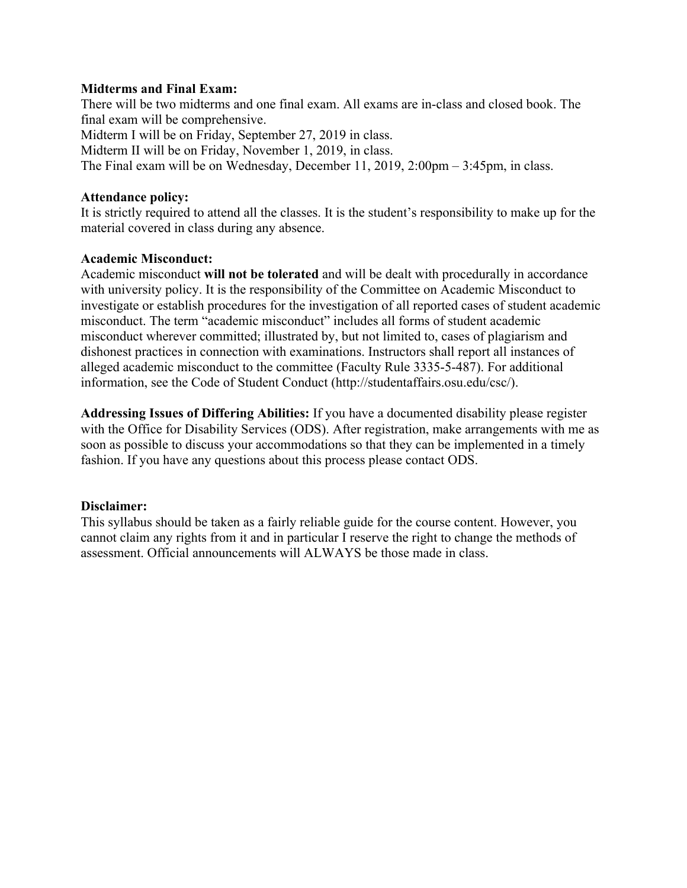**Midterms and Final Exam:**
There will be two midterms and one final exam. All exams are in-class and closed book. The final exam will be comprehensive.
Midterm I will be on Friday, September 27, 2019 in class.
Midterm II will be on Friday, November 1, 2019, in class.
The Final exam will be on Wednesday, December 11, 2019, 2:00pm – 3:45pm, in class.

**Attendance policy:**
It is strictly required to attend all the classes. It is the student's responsibility to make up for the material covered in class during any absence.

**Academic Misconduct:**
Academic misconduct **will not be tolerated** and will be dealt with procedurally in accordance with university policy. It is the responsibility of the Committee on Academic Misconduct to investigate or establish procedures for the investigation of all reported cases of student academic misconduct. The term "academic misconduct" includes all forms of student academic misconduct wherever committed; illustrated by, but not limited to, cases of plagiarism and dishonest practices in connection with examinations. Instructors shall report all instances of alleged academic misconduct to the committee (Faculty Rule 3335-5-487). For additional information, see the Code of Student Conduct (http://studentaffairs.osu.edu/csc/).

**Addressing Issues of Differing Abilities:** If you have a documented disability please register with the Office for Disability Services (ODS). After registration, make arrangements with me as soon as possible to discuss your accommodations so that they can be implemented in a timely fashion. If you have any questions about this process please contact ODS.

**Disclaimer:**
This syllabus should be taken as a fairly reliable guide for the course content. However, you cannot claim any rights from it and in particular I reserve the right to change the methods of assessment. Official announcements will ALWAYS be those made in class.